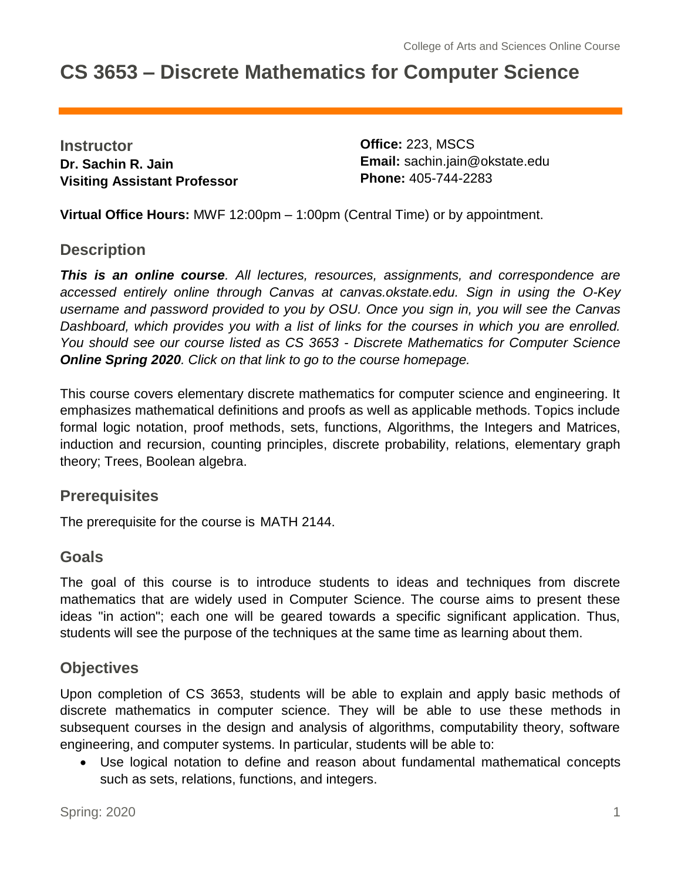# CS 3653 – Discrete Mathematics for Computer Science

**Instructor**
**Dr. Sachin R. Jain**
**Visiting Assistant Professor**

**Office:** 223, MSCS
**Email:** sachin.jain@okstate.edu
**Phone:** 405-744-2283

**Virtual Office Hours:** MWF 12:00pm – 1:00pm (Central Time) or by appointment.

## Description

***This is an online course**. All lectures, resources, assignments, and correspondence are accessed entirely online through Canvas at canvas.okstate.edu. Sign in using the O-Key username and password provided to you by OSU. Once you sign in, you will see the Canvas Dashboard, which provides you with a list of links for the courses in which you are enrolled. You should see our course listed as CS 3653 - Discrete Mathematics for Computer Science **Online Spring 2020**. Click on that link to go to the course homepage.*

This course covers elementary discrete mathematics for computer science and engineering. It emphasizes mathematical definitions and proofs as well as applicable methods. Topics include formal logic notation, proof methods, sets, functions, Algorithms, the Integers and Matrices, induction and recursion, counting principles, discrete probability, relations, elementary graph theory; Trees, Boolean algebra.

## Prerequisites

The prerequisite for the course is MATH 2144.

## Goals

The goal of this course is to introduce students to ideas and techniques from discrete mathematics that are widely used in Computer Science. The course aims to present these ideas "in action"; each one will be geared towards a specific significant application. Thus, students will see the purpose of the techniques at the same time as learning about them.

## Objectives

Upon completion of CS 3653, students will be able to explain and apply basic methods of discrete mathematics in computer science. They will be able to use these methods in subsequent courses in the design and analysis of algorithms, computability theory, software engineering, and computer systems. In particular, students will be able to:

- Use logical notation to define and reason about fundamental mathematical concepts such as sets, relations, functions, and integers.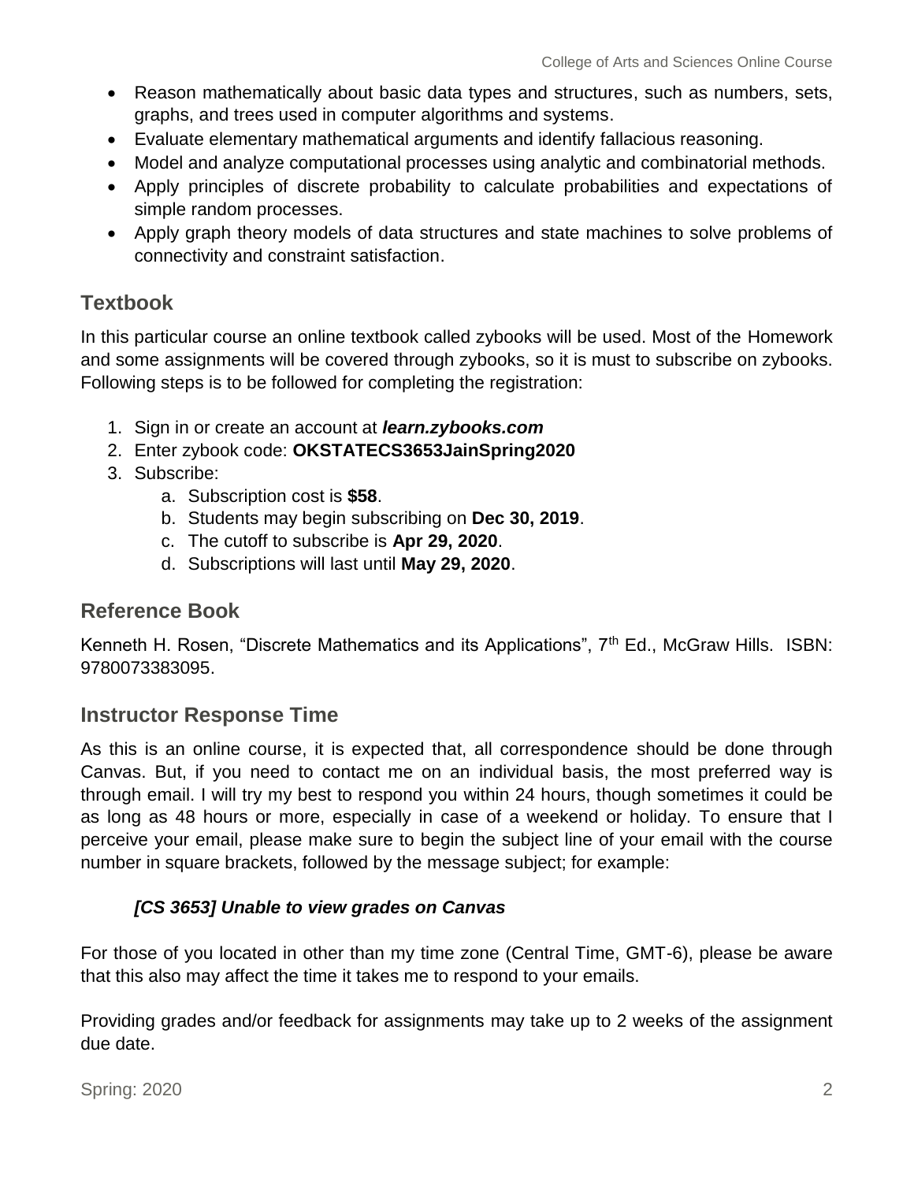- Reason mathematically about basic data types and structures, such as numbers, sets, graphs, and trees used in computer algorithms and systems.
- Evaluate elementary mathematical arguments and identify fallacious reasoning.
- Model and analyze computational processes using analytic and combinatorial methods.
- Apply principles of discrete probability to calculate probabilities and expectations of simple random processes.
- Apply graph theory models of data structures and state machines to solve problems of connectivity and constraint satisfaction.

## Textbook

In this particular course an online textbook called zybooks will be used. Most of the Homework and some assignments will be covered through zybooks, so it is must to subscribe on zybooks. Following steps is to be followed for completing the registration:

1. Sign in or create an account at ***learn.zybooks.com***
2. Enter zybook code: **OKSTATECS3653JainSpring2020**
3. Subscribe:
   a. Subscription cost is **$58**.
   b. Students may begin subscribing on **Dec 30, 2019**.
   c. The cutoff to subscribe is **Apr 29, 2020**.
   d. Subscriptions will last until **May 29, 2020**.

## Reference Book

Kenneth H. Rosen, "Discrete Mathematics and its Applications", 7th Ed., McGraw Hills. ISBN: 9780073383095.

## Instructor Response Time

As this is an online course, it is expected that, all correspondence should be done through Canvas. But, if you need to contact me on an individual basis, the most preferred way is through email. I will try my best to respond you within 24 hours, though sometimes it could be as long as 48 hours or more, especially in case of a weekend or holiday. To ensure that I perceive your email, please make sure to begin the subject line of your email with the course number in square brackets, followed by the message subject; for example:

***[CS 3653] Unable to view grades on Canvas***

For those of you located in other than my time zone (Central Time, GMT-6), please be aware that this also may affect the time it takes me to respond to your emails.

Providing grades and/or feedback for assignments may take up to 2 weeks of the assignment due date.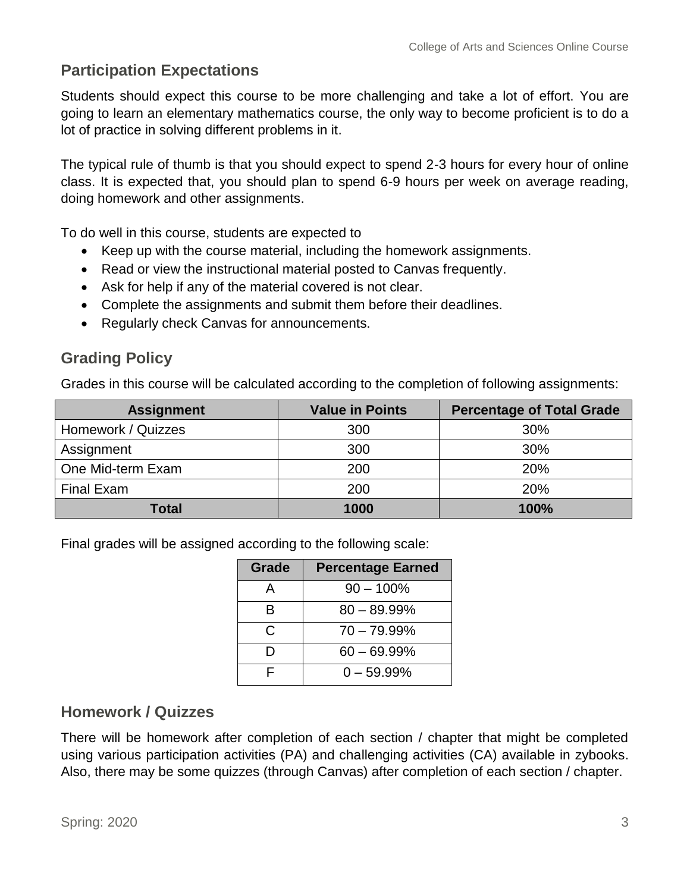## Participation Expectations

Students should expect this course to be more challenging and take a lot of effort. You are going to learn an elementary mathematics course, the only way to become proficient is to do a lot of practice in solving different problems in it.

The typical rule of thumb is that you should expect to spend 2-3 hours for every hour of online class. It is expected that, you should plan to spend 6-9 hours per week on average reading, doing homework and other assignments.

To do well in this course, students are expected to

- Keep up with the course material, including the homework assignments.
- Read or view the instructional material posted to Canvas frequently.
- Ask for help if any of the material covered is not clear.
- Complete the assignments and submit them before their deadlines.
- Regularly check Canvas for announcements.

## Grading Policy

Grades in this course will be calculated according to the completion of following assignments:

| Assignment | Value in Points | Percentage of Total Grade |
|---|---|---|
| Homework / Quizzes | 300 | 30% |
| Assignment | 300 | 30% |
| One Mid-term Exam | 200 | 20% |
| Final Exam | 200 | 20% |
| **Total** | **1000** | **100%** |

Final grades will be assigned according to the following scale:

| Grade | Percentage Earned |
|---|---|
| A | 90 – 100% |
| B | 80 – 89.99% |
| C | 70 – 79.99% |
| D | 60 – 69.99% |
| F | 0 – 59.99% |

## Homework / Quizzes

There will be homework after completion of each section / chapter that might be completed using various participation activities (PA) and challenging activities (CA) available in zybooks. Also, there may be some quizzes (through Canvas) after completion of each section / chapter.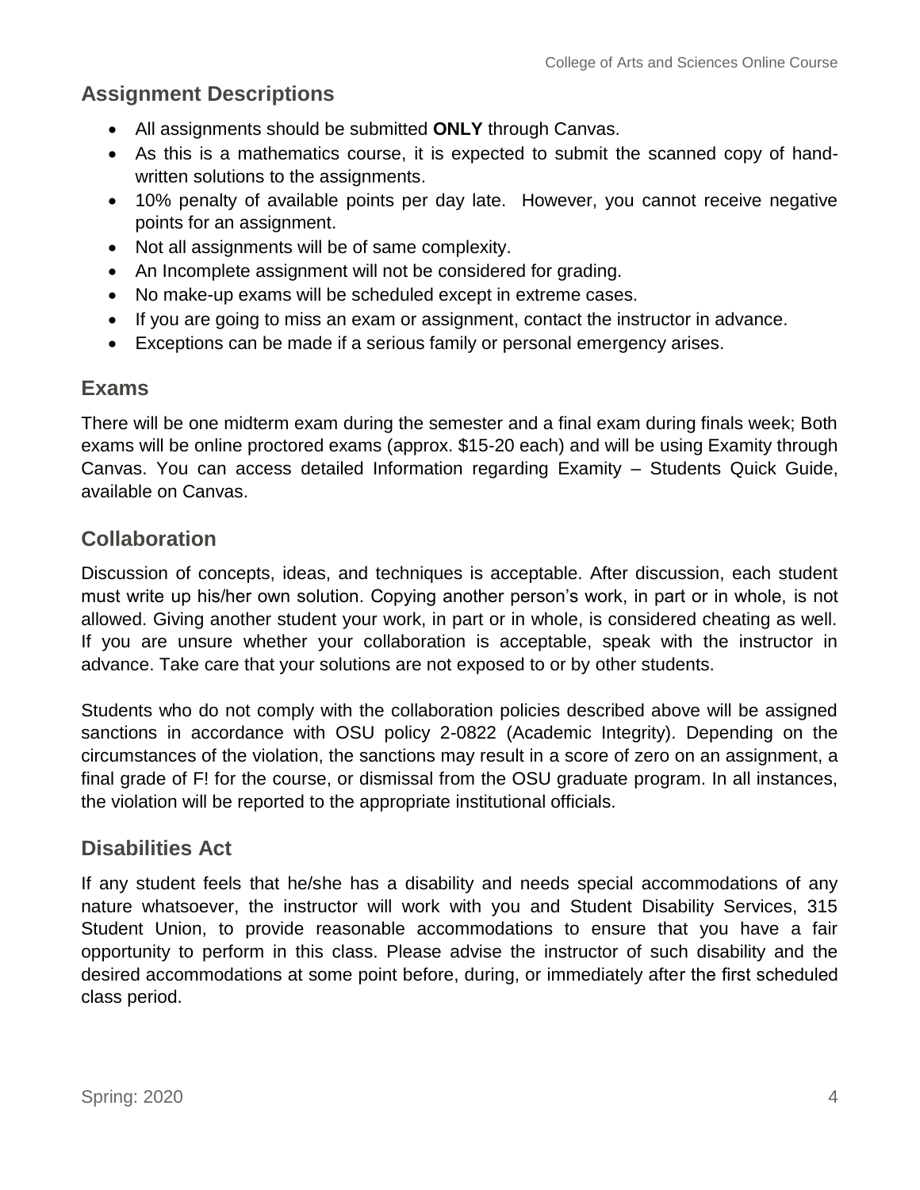## Assignment Descriptions

- All assignments should be submitted **ONLY** through Canvas.
- As this is a mathematics course, it is expected to submit the scanned copy of hand-written solutions to the assignments.
- 10% penalty of available points per day late. However, you cannot receive negative points for an assignment.
- Not all assignments will be of same complexity.
- An Incomplete assignment will not be considered for grading.
- No make-up exams will be scheduled except in extreme cases.
- If you are going to miss an exam or assignment, contact the instructor in advance.
- Exceptions can be made if a serious family or personal emergency arises.

## Exams

There will be one midterm exam during the semester and a final exam during finals week; Both exams will be online proctored exams (approx. $15-20 each) and will be using Examity through Canvas. You can access detailed Information regarding Examity – Students Quick Guide, available on Canvas.

## Collaboration

Discussion of concepts, ideas, and techniques is acceptable. After discussion, each student must write up his/her own solution. Copying another person's work, in part or in whole, is not allowed. Giving another student your work, in part or in whole, is considered cheating as well. If you are unsure whether your collaboration is acceptable, speak with the instructor in advance. Take care that your solutions are not exposed to or by other students.

Students who do not comply with the collaboration policies described above will be assigned sanctions in accordance with OSU policy 2-0822 (Academic Integrity). Depending on the circumstances of the violation, the sanctions may result in a score of zero on an assignment, a final grade of F! for the course, or dismissal from the OSU graduate program. In all instances, the violation will be reported to the appropriate institutional officials.

## Disabilities Act

If any student feels that he/she has a disability and needs special accommodations of any nature whatsoever, the instructor will work with you and Student Disability Services, 315 Student Union, to provide reasonable accommodations to ensure that you have a fair opportunity to perform in this class. Please advise the instructor of such disability and the desired accommodations at some point before, during, or immediately after the first scheduled class period.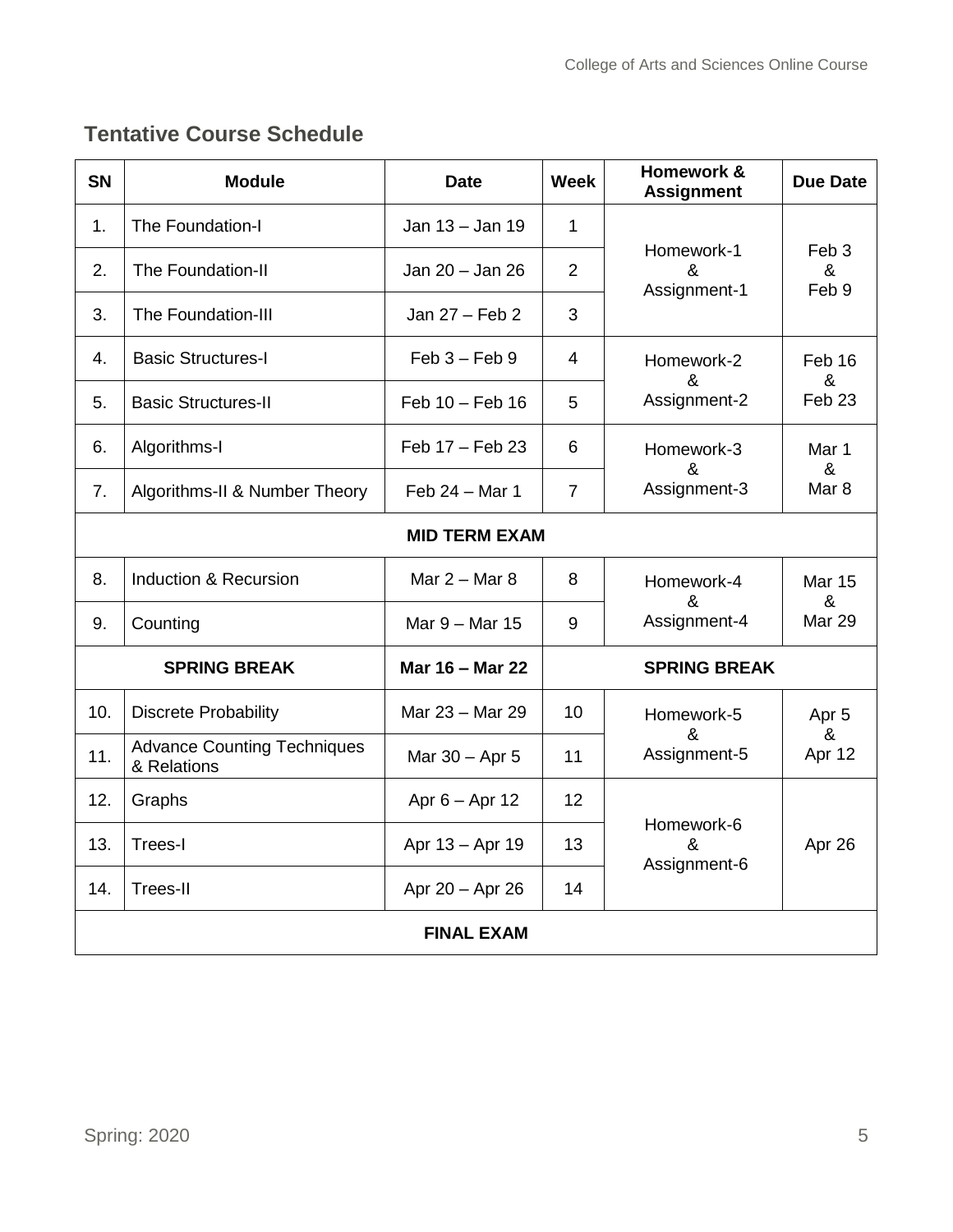## Tentative Course Schedule

| SN | Module | Date | Week | Homework & Assignment | Due Date |
|---|---|---|---|---|---|
| 1. | The Foundation-I | Jan 13 – Jan 19 | 1 | Homework-1 & Assignment-1 | Feb 3 & Feb 9 |
| 2. | The Foundation-II | Jan 20 – Jan 26 | 2 | | |
| 3. | The Foundation-III | Jan 27 – Feb 2 | 3 | | |
| 4. | Basic Structures-I | Feb 3 – Feb 9 | 4 | Homework-2 & Assignment-2 | Feb 16 & Feb 23 |
| 5. | Basic Structures-II | Feb 10 – Feb 16 | 5 | | |
| 6. | Algorithms-I | Feb 17 – Feb 23 | 6 | Homework-3 & Assignment-3 | Mar 1 & Mar 8 |
| 7. | Algorithms-II & Number Theory | Feb 24 – Mar 1 | 7 | | |
| **MID TERM EXAM** | | | | | |
| 8. | Induction & Recursion | Mar 2 – Mar 8 | 8 | Homework-4 & Assignment-4 | Mar 15 & Mar 29 |
| 9. | Counting | Mar 9 – Mar 15 | 9 | | |
| **SPRING BREAK** | | **Mar 16 – Mar 22** | **SPRING BREAK** | | |
| 10. | Discrete Probability | Mar 23 – Mar 29 | 10 | Homework-5 & Assignment-5 | Apr 5 & Apr 12 |
| 11. | Advance Counting Techniques & Relations | Mar 30 – Apr 5 | 11 | | |
| 12. | Graphs | Apr 6 – Apr 12 | 12 | Homework-6 & Assignment-6 | Apr 26 |
| 13. | Trees-I | Apr 13 – Apr 19 | 13 | | |
| 14. | Trees-II | Apr 20 – Apr 26 | 14 | | |
| **FINAL EXAM** | | | | | |